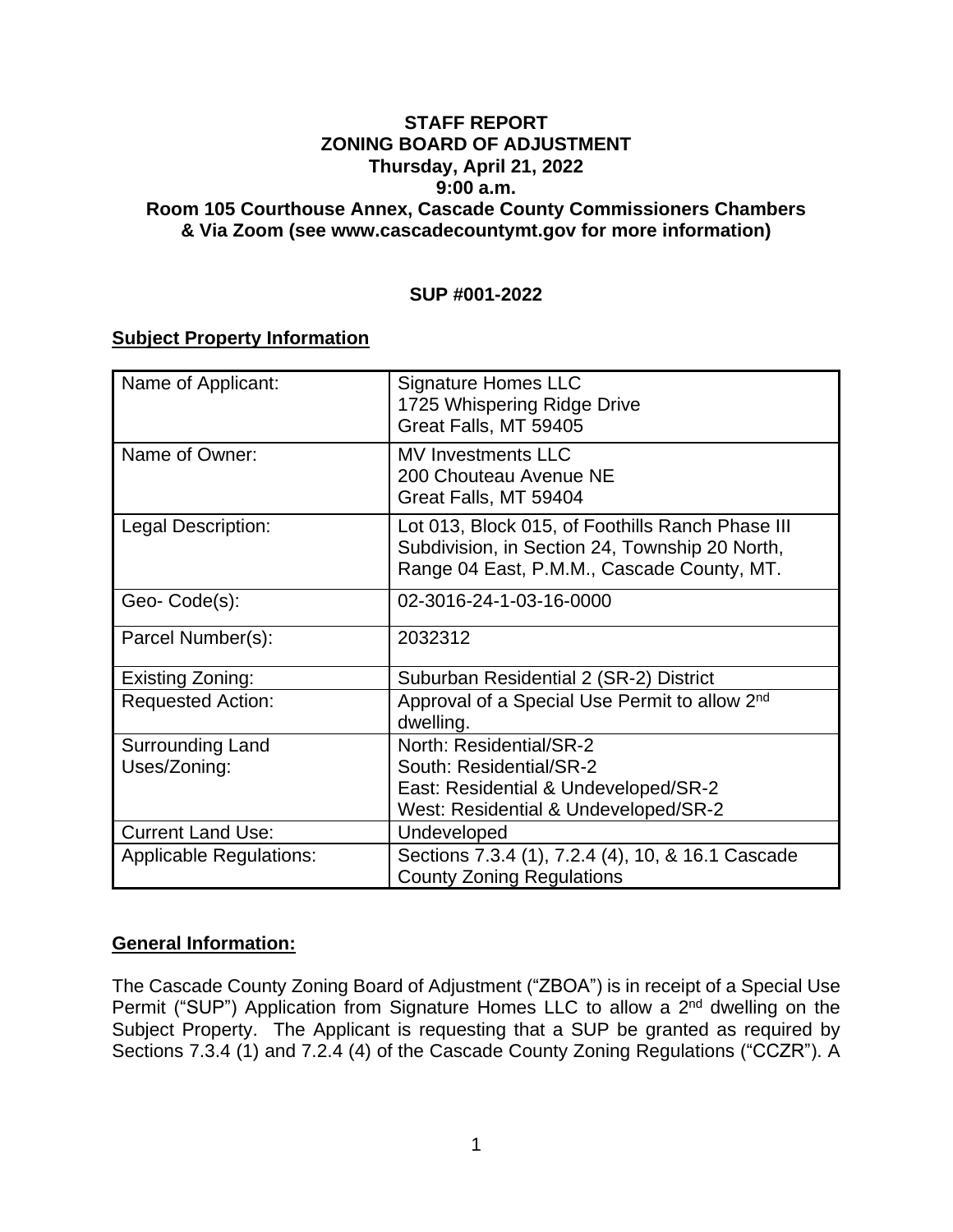**STAFF REPORT**
**ZONING BOARD OF ADJUSTMENT**
**Thursday, April 21, 2022**
**9:00 a.m.**
**Room 105 Courthouse Annex, Cascade County Commissioners Chambers & Via Zoom (see www.cascadecountymt.gov for more information)**

**SUP #001-2022**

## Subject Property Information

| | |
|---|---|
| Name of Applicant: | Signature Homes LLC<br>1725 Whispering Ridge Drive<br>Great Falls, MT 59405 |
| Name of Owner: | MV Investments LLC<br>200 Chouteau Avenue NE<br>Great Falls, MT 59404 |
| Legal Description: | Lot 013, Block 015, of Foothills Ranch Phase III Subdivision, in Section 24, Township 20 North, Range 04 East, P.M.M., Cascade County, MT. |
| Geo- Code(s): | 02-3016-24-1-03-16-0000 |
| Parcel Number(s): | 2032312 |
| Existing Zoning: | Suburban Residential 2 (SR-2) District |
| Requested Action: | Approval of a Special Use Permit to allow 2nd dwelling. |
| Surrounding Land Uses/Zoning: | North: Residential/SR-2<br>South: Residential/SR-2<br>East: Residential & Undeveloped/SR-2<br>West: Residential & Undeveloped/SR-2 |
| Current Land Use: | Undeveloped |
| Applicable Regulations: | Sections 7.3.4 (1), 7.2.4 (4), 10, & 16.1 Cascade County Zoning Regulations |

## General Information:

The Cascade County Zoning Board of Adjustment ("ZBOA") is in receipt of a Special Use Permit ("SUP") Application from Signature Homes LLC to allow a 2nd dwelling on the Subject Property. The Applicant is requesting that a SUP be granted as required by Sections 7.3.4 (1) and 7.2.4 (4) of the Cascade County Zoning Regulations ("CCZR"). A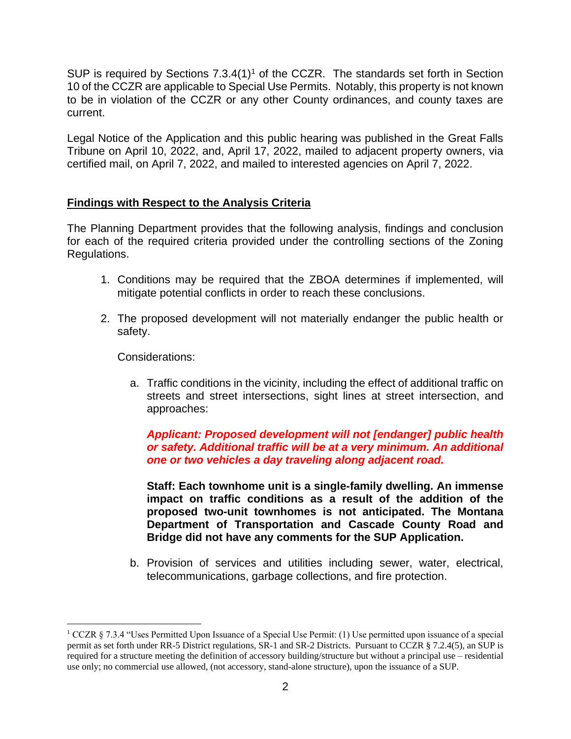SUP is required by Sections 7.3.4(1)[1] of the CCZR. The standards set forth in Section 10 of the CCZR are applicable to Special Use Permits. Notably, this property is not known to be in violation of the CCZR or any other County ordinances, and county taxes are current.

Legal Notice of the Application and this public hearing was published in the Great Falls Tribune on April 10, 2022, and, April 17, 2022, mailed to adjacent property owners, via certified mail, on April 7, 2022, and mailed to interested agencies on April 7, 2022.

**Findings with Respect to the Analysis Criteria**

The Planning Department provides that the following analysis, findings and conclusion for each of the required criteria provided under the controlling sections of the Zoning Regulations.

1. Conditions may be required that the ZBOA determines if implemented, will mitigate potential conflicts in order to reach these conclusions.

2. The proposed development will not materially endanger the public health or safety.

   Considerations:

   a. Traffic conditions in the vicinity, including the effect of additional traffic on streets and street intersections, sight lines at street intersection, and approaches:

      ***Applicant: Proposed development will not [endanger] public health or safety. Additional traffic will be at a very minimum. An additional one or two vehicles a day traveling along adjacent road.***

      **Staff: Each townhome unit is a single-family dwelling. An immense impact on traffic conditions as a result of the addition of the proposed two-unit townhomes is not anticipated. The Montana Department of Transportation and Cascade County Road and Bridge did not have any comments for the SUP Application.**

   b. Provision of services and utilities including sewer, water, electrical, telecommunications, garbage collections, and fire protection.

[1] CCZR § 7.3.4 "Uses Permitted Upon Issuance of a Special Use Permit: (1) Use permitted upon issuance of a special permit as set forth under RR-5 District regulations, SR-1 and SR-2 Districts. Pursuant to CCZR § 7.2.4(5), an SUP is required for a structure meeting the definition of accessory building/structure but without a principal use – residential use only; no commercial use allowed, (not accessory, stand-alone structure), upon the issuance of a SUP.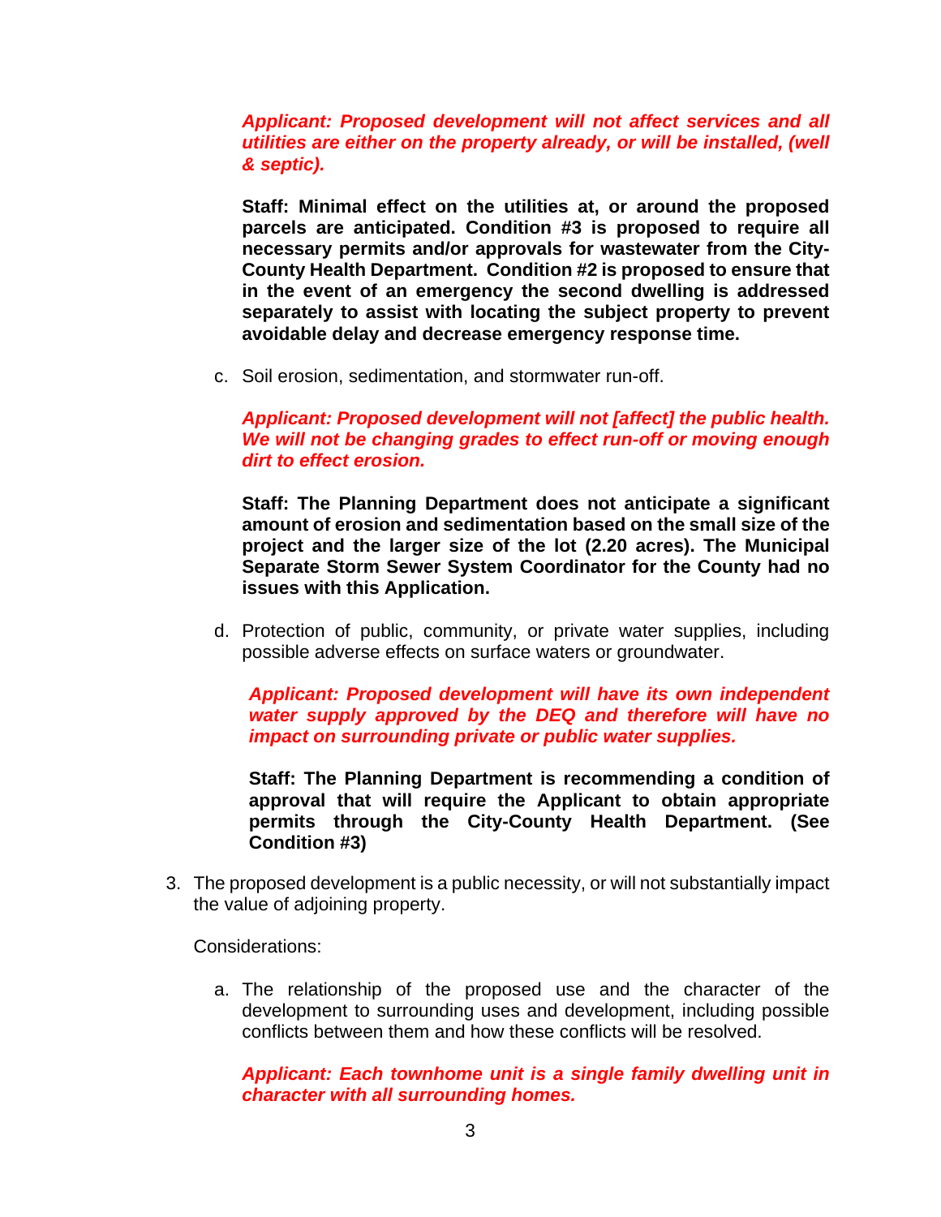***Applicant: Proposed development will not affect services and all utilities are either on the property already, or will be installed, (well & septic).***

**Staff: Minimal effect on the utilities at, or around the proposed parcels are anticipated. Condition #3 is proposed to require all necessary permits and/or approvals for wastewater from the City-County Health Department. Condition #2 is proposed to ensure that in the event of an emergency the second dwelling is addressed separately to assist with locating the subject property to prevent avoidable delay and decrease emergency response time.**

c. Soil erosion, sedimentation, and stormwater run-off.

***Applicant: Proposed development will not [affect] the public health. We will not be changing grades to effect run-off or moving enough dirt to effect erosion.***

**Staff: The Planning Department does not anticipate a significant amount of erosion and sedimentation based on the small size of the project and the larger size of the lot (2.20 acres). The Municipal Separate Storm Sewer System Coordinator for the County had no issues with this Application.**

d. Protection of public, community, or private water supplies, including possible adverse effects on surface waters or groundwater.

***Applicant: Proposed development will have its own independent water supply approved by the DEQ and therefore will have no impact on surrounding private or public water supplies.***

**Staff: The Planning Department is recommending a condition of approval that will require the Applicant to obtain appropriate permits through the City-County Health Department. (See Condition #3)**

3. The proposed development is a public necessity, or will not substantially impact the value of adjoining property.

   Considerations:

   a. The relationship of the proposed use and the character of the development to surrounding uses and development, including possible conflicts between them and how these conflicts will be resolved.

   ***Applicant: Each townhome unit is a single family dwelling unit in character with all surrounding homes.***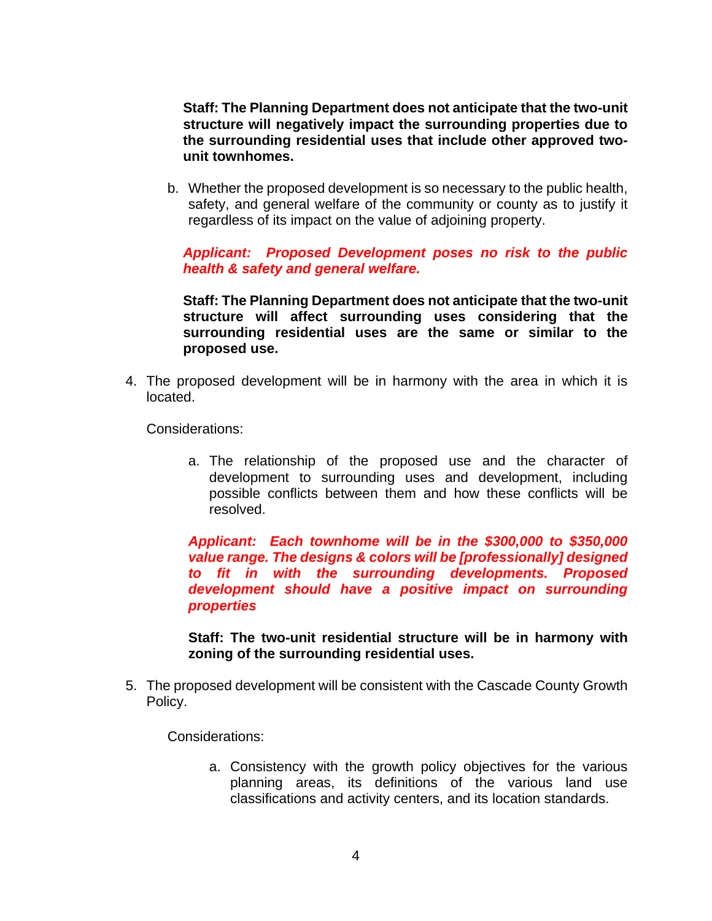**Staff: The Planning Department does not anticipate that the two-unit structure will negatively impact the surrounding properties due to the surrounding residential uses that include other approved two-unit townhomes.**

b. Whether the proposed development is so necessary to the public health, safety, and general welfare of the community or county as to justify it regardless of its impact on the value of adjoining property.

***Applicant: Proposed Development poses no risk to the public health & safety and general welfare.***

**Staff: The Planning Department does not anticipate that the two-unit structure will affect surrounding uses considering that the surrounding residential uses are the same or similar to the proposed use.**

4. The proposed development will be in harmony with the area in which it is located.

   Considerations:

   a. The relationship of the proposed use and the character of development to surrounding uses and development, including possible conflicts between them and how these conflicts will be resolved.

   ***Applicant: Each townhome will be in the $300,000 to $350,000 value range. The designs & colors will be [professionally] designed to fit in with the surrounding developments. Proposed development should have a positive impact on surrounding properties***

   **Staff: The two-unit residential structure will be in harmony with zoning of the surrounding residential uses.**

5. The proposed development will be consistent with the Cascade County Growth Policy.

   Considerations:

   a. Consistency with the growth policy objectives for the various planning areas, its definitions of the various land use classifications and activity centers, and its location standards.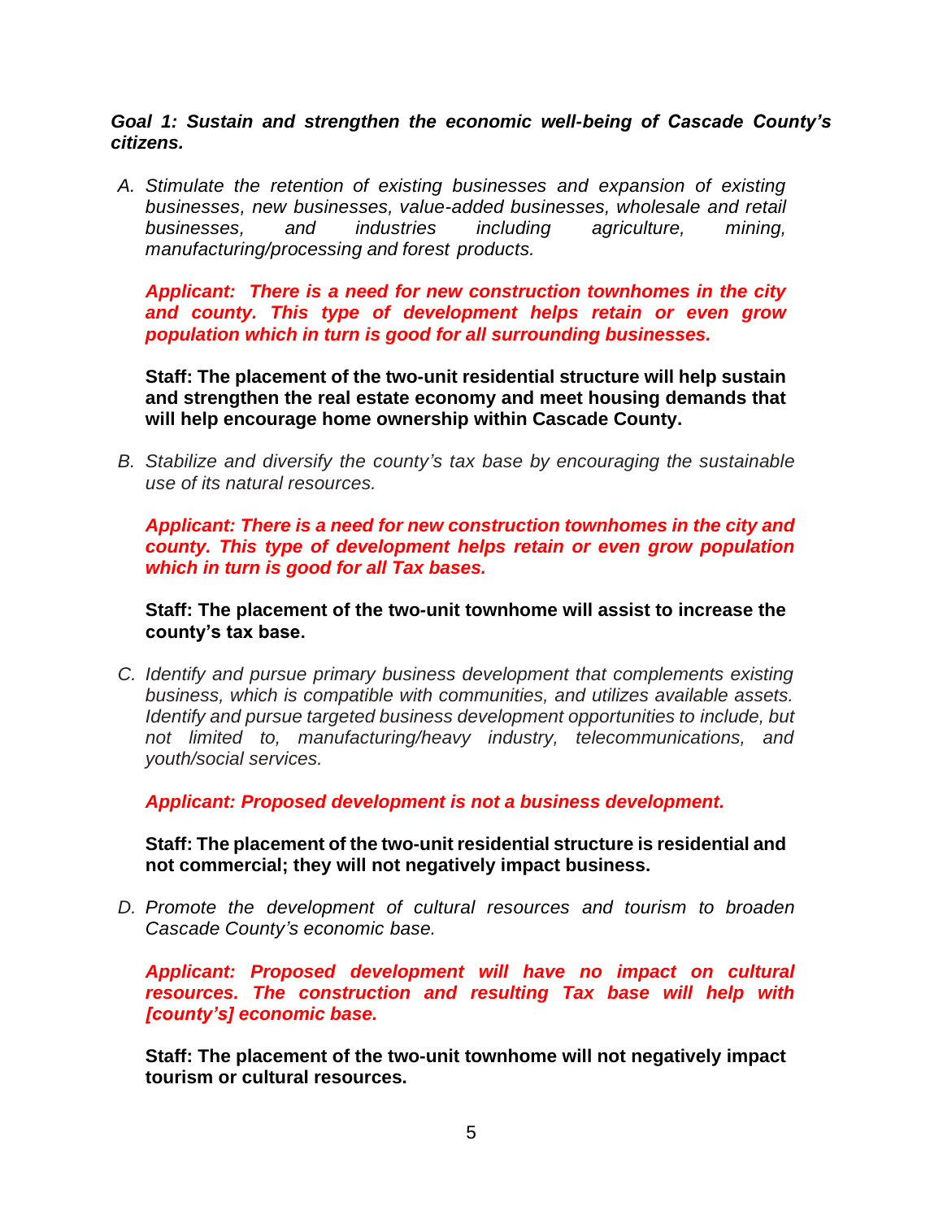***Goal 1: Sustain and strengthen the economic well-being of Cascade County's citizens.***

A. *Stimulate the retention of existing businesses and expansion of existing businesses, new businesses, value-added businesses, wholesale and retail businesses, and industries including agriculture, mining, manufacturing/processing and forest products.*

   ***Applicant: There is a need for new construction townhomes in the city and county. This type of development helps retain or even grow population which in turn is good for all surrounding businesses.***

   **Staff: The placement of the two-unit residential structure will help sustain and strengthen the real estate economy and meet housing demands that will help encourage home ownership within Cascade County.**

B. *Stabilize and diversify the county's tax base by encouraging the sustainable use of its natural resources.*

   ***Applicant: There is a need for new construction townhomes in the city and county. This type of development helps retain or even grow population which in turn is good for all Tax bases.***

   **Staff: The placement of the two-unit townhome will assist to increase the county's tax base.**

C. *Identify and pursue primary business development that complements existing business, which is compatible with communities, and utilizes available assets. Identify and pursue targeted business development opportunities to include, but not limited to, manufacturing/heavy industry, telecommunications, and youth/social services.*

   ***Applicant: Proposed development is not a business development.***

   **Staff: The placement of the two-unit residential structure is residential and not commercial; they will not negatively impact business.**

D. *Promote the development of cultural resources and tourism to broaden Cascade County's economic base.*

   ***Applicant: Proposed development will have no impact on cultural resources. The construction and resulting Tax base will help with [county's] economic base.***

   **Staff: The placement of the two-unit townhome will not negatively impact tourism or cultural resources.**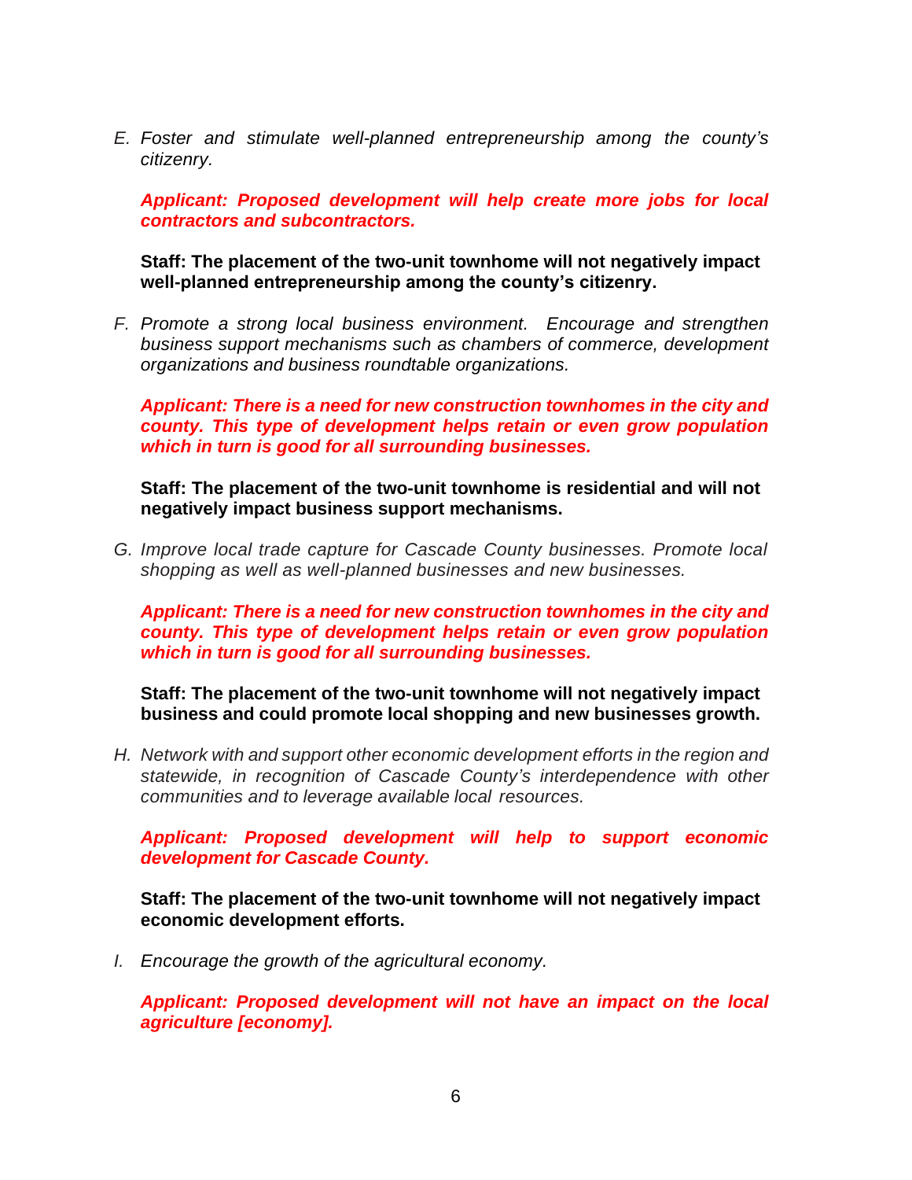E. *Foster and stimulate well-planned entrepreneurship among the county's citizenry.*

***Applicant: Proposed development will help create more jobs for local contractors and subcontractors.***

**Staff: The placement of the two-unit townhome will not negatively impact well-planned entrepreneurship among the county's citizenry.**

F. *Promote a strong local business environment. Encourage and strengthen business support mechanisms such as chambers of commerce, development organizations and business roundtable organizations.*

***Applicant: There is a need for new construction townhomes in the city and county. This type of development helps retain or even grow population which in turn is good for all surrounding businesses.***

**Staff: The placement of the two-unit townhome is residential and will not negatively impact business support mechanisms.**

G. *Improve local trade capture for Cascade County businesses. Promote local shopping as well as well-planned businesses and new businesses.*

***Applicant: There is a need for new construction townhomes in the city and county. This type of development helps retain or even grow population which in turn is good for all surrounding businesses.***

**Staff: The placement of the two-unit townhome will not negatively impact business and could promote local shopping and new businesses growth.**

H. *Network with and support other economic development efforts in the region and statewide, in recognition of Cascade County's interdependence with other communities and to leverage available local resources.*

***Applicant: Proposed development will help to support economic development for Cascade County.***

**Staff: The placement of the two-unit townhome will not negatively impact economic development efforts.**

I. *Encourage the growth of the agricultural economy.*

***Applicant: Proposed development will not have an impact on the local agriculture [economy].***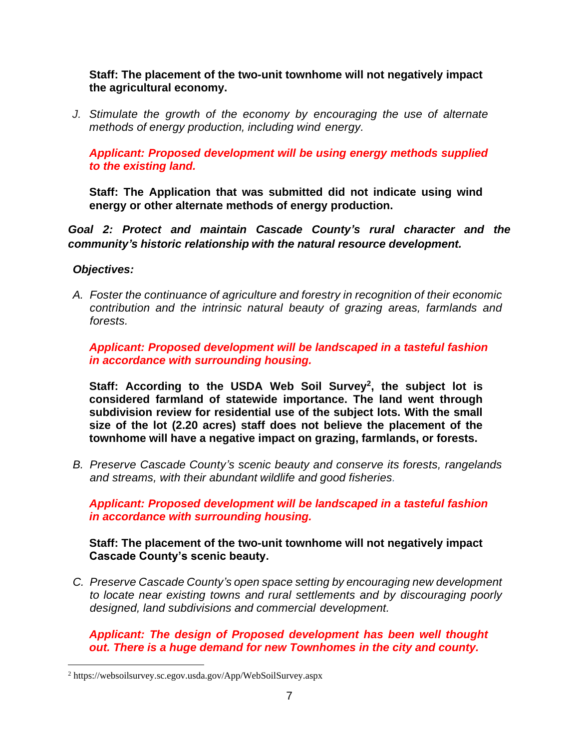**Staff: The placement of the two-unit townhome will not negatively impact the agricultural economy.**

J. *Stimulate the growth of the economy by encouraging the use of alternate methods of energy production, including wind energy.*

***Applicant: Proposed development will be using energy methods supplied to the existing land.***

**Staff: The Application that was submitted did not indicate using wind energy or other alternate methods of energy production.**

***Goal 2: Protect and maintain Cascade County's rural character and the community's historic relationship with the natural resource development.***

***Objectives:***

A. *Foster the continuance of agriculture and forestry in recognition of their economic contribution and the intrinsic natural beauty of grazing areas, farmlands and forests.*

***Applicant: Proposed development will be landscaped in a tasteful fashion in accordance with surrounding housing.***

**Staff: According to the USDA Web Soil Survey[2], the subject lot is considered farmland of statewide importance. The land went through subdivision review for residential use of the subject lots. With the small size of the lot (2.20 acres) staff does not believe the placement of the townhome will have a negative impact on grazing, farmlands, or forests.**

B. *Preserve Cascade County's scenic beauty and conserve its forests, rangelands and streams, with their abundant wildlife and good fisheries.*

***Applicant: Proposed development will be landscaped in a tasteful fashion in accordance with surrounding housing.***

**Staff: The placement of the two-unit townhome will not negatively impact Cascade County's scenic beauty.**

C. *Preserve Cascade County's open space setting by encouraging new development to locate near existing towns and rural settlements and by discouraging poorly designed, land subdivisions and commercial development.*

***Applicant: The design of Proposed development has been well thought out. There is a huge demand for new Townhomes in the city and county.***

---

[2] https://websoilsurvey.sc.egov.usda.gov/App/WebSoilSurvey.aspx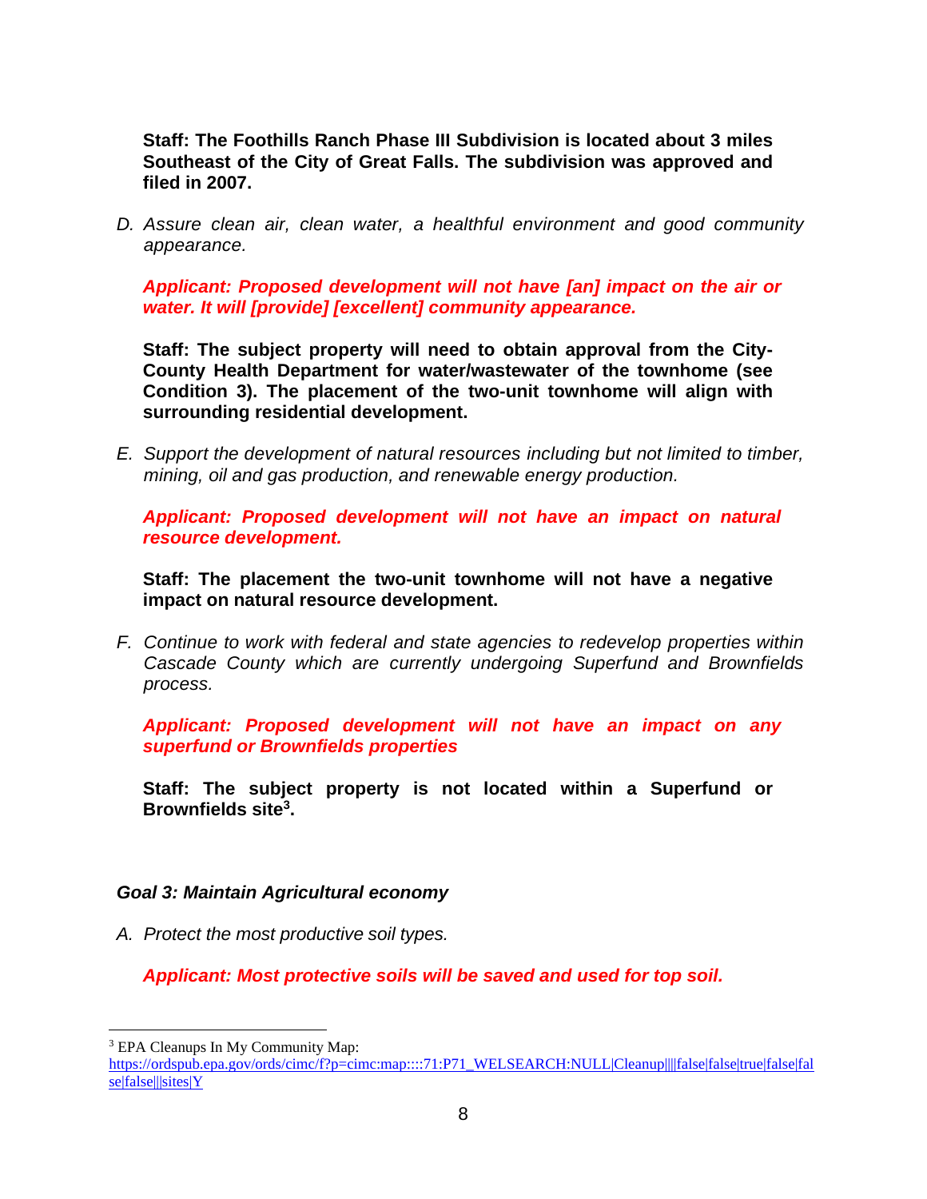**Staff: The Foothills Ranch Phase III Subdivision is located about 3 miles Southeast of the City of Great Falls. The subdivision was approved and filed in 2007.**

D. *Assure clean air, clean water, a healthful environment and good community appearance.*

***Applicant: Proposed development will not have [an] impact on the air or water. It will [provide] [excellent] community appearance.***

**Staff: The subject property will need to obtain approval from the City-County Health Department for water/wastewater of the townhome (see Condition 3). The placement of the two-unit townhome will align with surrounding residential development.**

E. *Support the development of natural resources including but not limited to timber, mining, oil and gas production, and renewable energy production.*

***Applicant: Proposed development will not have an impact on natural resource development.***

**Staff: The placement the two-unit townhome will not have a negative impact on natural resource development.**

F. *Continue to work with federal and state agencies to redevelop properties within Cascade County which are currently undergoing Superfund and Brownfields process.*

***Applicant: Proposed development will not have an impact on any superfund or Brownfields properties***

**Staff: The subject property is not located within a Superfund or Brownfields site[3].**

### *Goal 3: Maintain Agricultural economy*

A. *Protect the most productive soil types.*

***Applicant: Most protective soils will be saved and used for top soil.***

[3] EPA Cleanups In My Community Map: https://ordspub.epa.gov/ords/cimc/f?p=cimc:map::::71:P71_WELSEARCH:NULL|Cleanup||||false|false|true|false|false|false|||sites|Y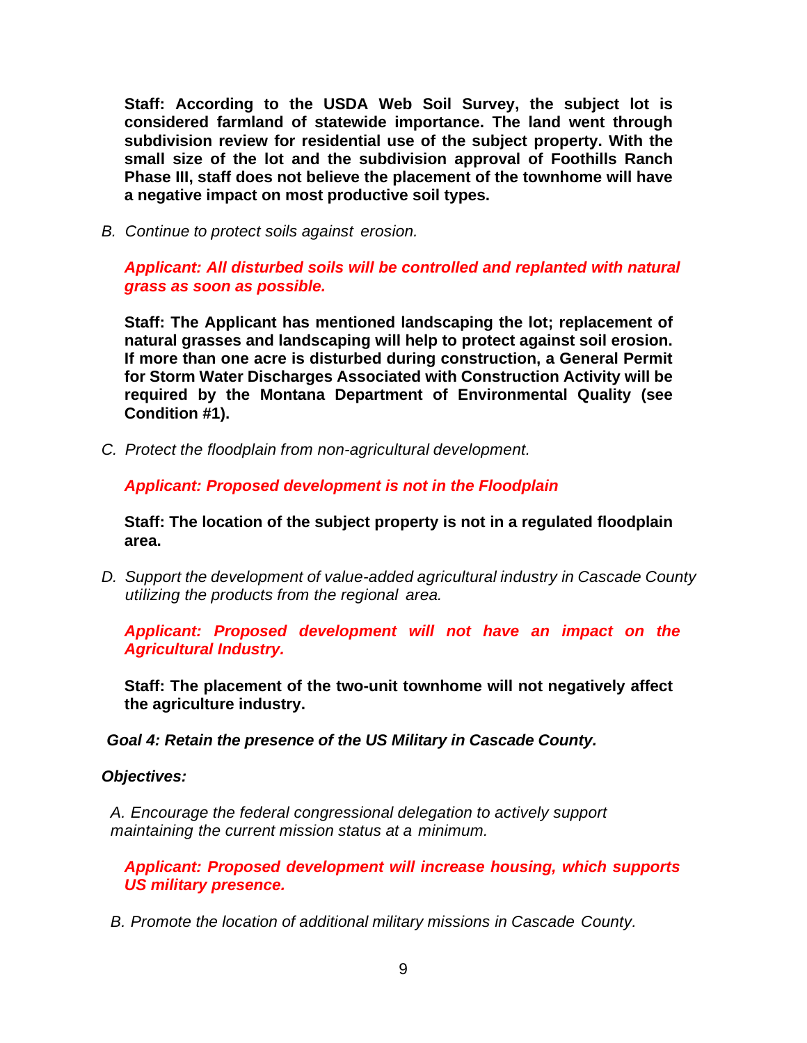**Staff: According to the USDA Web Soil Survey, the subject lot is considered farmland of statewide importance. The land went through subdivision review for residential use of the subject property. With the small size of the lot and the subdivision approval of Foothills Ranch Phase III, staff does not believe the placement of the townhome will have a negative impact on most productive soil types.**

*B. Continue to protect soils against erosion.*

***Applicant: All disturbed soils will be controlled and replanted with natural grass as soon as possible.***

**Staff: The Applicant has mentioned landscaping the lot; replacement of natural grasses and landscaping will help to protect against soil erosion. If more than one acre is disturbed during construction, a General Permit for Storm Water Discharges Associated with Construction Activity will be required by the Montana Department of Environmental Quality (see Condition #1).**

*C. Protect the floodplain from non-agricultural development.*

***Applicant: Proposed development is not in the Floodplain***

**Staff: The location of the subject property is not in a regulated floodplain area.**

*D. Support the development of value-added agricultural industry in Cascade County utilizing the products from the regional area.*

***Applicant: Proposed development will not have an impact on the Agricultural Industry.***

**Staff: The placement of the two-unit townhome will not negatively affect the agriculture industry.**

***Goal 4: Retain the presence of the US Military in Cascade County.***

***Objectives:***

*A. Encourage the federal congressional delegation to actively support maintaining the current mission status at a minimum.*

***Applicant: Proposed development will increase housing, which supports US military presence.***

*B. Promote the location of additional military missions in Cascade County.*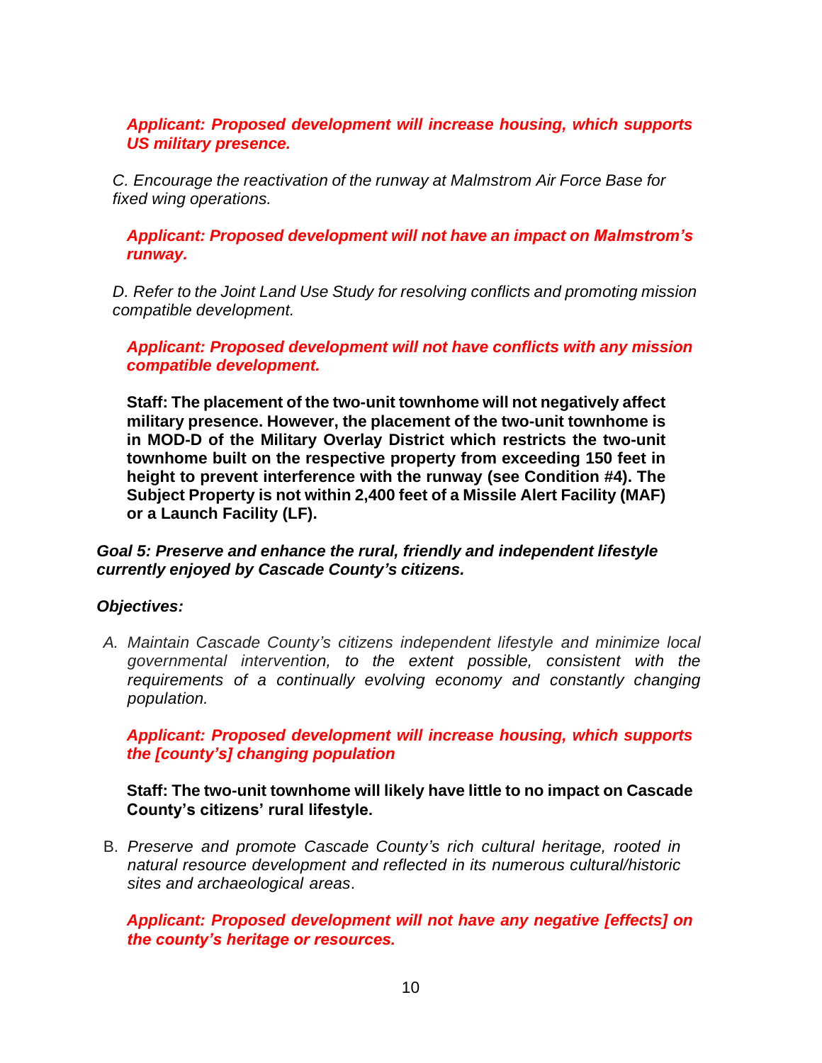***Applicant: Proposed development will increase housing, which supports US military presence.***

*C. Encourage the reactivation of the runway at Malmstrom Air Force Base for fixed wing operations.*

***Applicant: Proposed development will not have an impact on Malmstrom's runway.***

*D. Refer to the Joint Land Use Study for resolving conflicts and promoting mission compatible development.*

***Applicant: Proposed development will not have conflicts with any mission compatible development.***

**Staff: The placement of the two-unit townhome will not negatively affect military presence. However, the placement of the two-unit townhome is in MOD-D of the Military Overlay District which restricts the two-unit townhome built on the respective property from exceeding 150 feet in height to prevent interference with the runway (see Condition #4). The Subject Property is not within 2,400 feet of a Missile Alert Facility (MAF) or a Launch Facility (LF).**

***Goal 5: Preserve and enhance the rural, friendly and independent lifestyle currently enjoyed by Cascade County's citizens.***

***Objectives:***

A. *Maintain Cascade County's citizens independent lifestyle and minimize local governmental intervention, to the extent possible, consistent with the requirements of a continually evolving economy and constantly changing population.*

***Applicant: Proposed development will increase housing, which supports the [county's] changing population***

**Staff: The two-unit townhome will likely have little to no impact on Cascade County's citizens' rural lifestyle.**

B. *Preserve and promote Cascade County's rich cultural heritage, rooted in natural resource development and reflected in its numerous cultural/historic sites and archaeological areas*.

***Applicant: Proposed development will not have any negative [effects] on the county's heritage or resources.***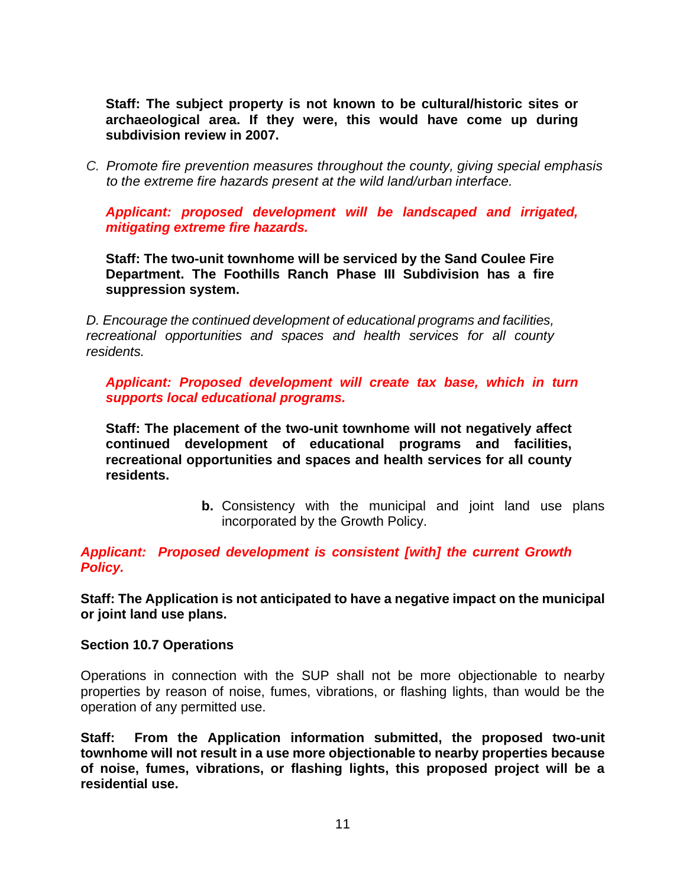**Staff: The subject property is not known to be cultural/historic sites or archaeological area. If they were, this would have come up during subdivision review in 2007.**

*C. Promote fire prevention measures throughout the county, giving special emphasis to the extreme fire hazards present at the wild land/urban interface.*

***Applicant: proposed development will be landscaped and irrigated, mitigating extreme fire hazards.***

**Staff: The two-unit townhome will be serviced by the Sand Coulee Fire Department. The Foothills Ranch Phase III Subdivision has a fire suppression system.**

*D. Encourage the continued development of educational programs and facilities, recreational opportunities and spaces and health services for all county residents.*

***Applicant: Proposed development will create tax base, which in turn supports local educational programs.***

**Staff: The placement of the two-unit townhome will not negatively affect continued development of educational programs and facilities, recreational opportunities and spaces and health services for all county residents.**

**b.** Consistency with the municipal and joint land use plans incorporated by the Growth Policy.

***Applicant: Proposed development is consistent [with] the current Growth Policy.***

**Staff: The Application is not anticipated to have a negative impact on the municipal or joint land use plans.**

**Section 10.7 Operations**

Operations in connection with the SUP shall not be more objectionable to nearby properties by reason of noise, fumes, vibrations, or flashing lights, than would be the operation of any permitted use.

**Staff: From the Application information submitted, the proposed two-unit townhome will not result in a use more objectionable to nearby properties because of noise, fumes, vibrations, or flashing lights, this proposed project will be a residential use.**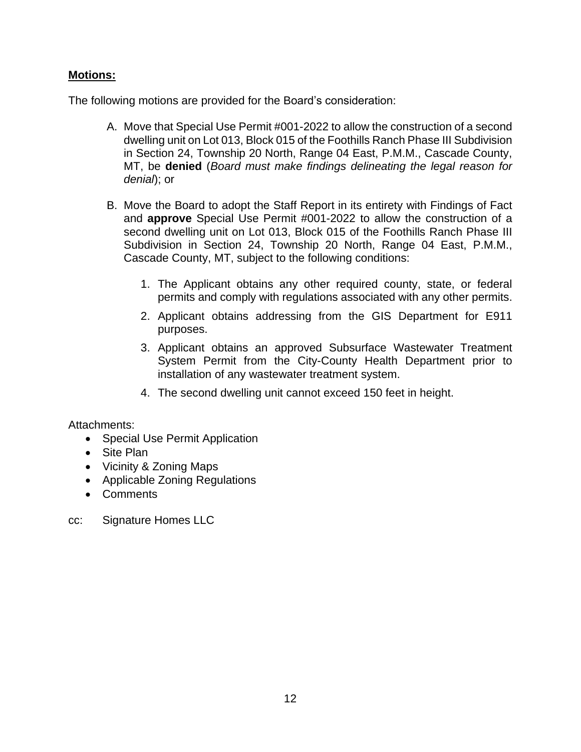**Motions:**

The following motions are provided for the Board's consideration:

A. Move that Special Use Permit #001-2022 to allow the construction of a second dwelling unit on Lot 013, Block 015 of the Foothills Ranch Phase III Subdivision in Section 24, Township 20 North, Range 04 East, P.M.M., Cascade County, MT, be **denied** (*Board must make findings delineating the legal reason for denial*); or

B. Move the Board to adopt the Staff Report in its entirety with Findings of Fact and **approve** Special Use Permit #001-2022 to allow the construction of a second dwelling unit on Lot 013, Block 015 of the Foothills Ranch Phase III Subdivision in Section 24, Township 20 North, Range 04 East, P.M.M., Cascade County, MT, subject to the following conditions:

   1. The Applicant obtains any other required county, state, or federal permits and comply with regulations associated with any other permits.
   2. Applicant obtains addressing from the GIS Department for E911 purposes.
   3. Applicant obtains an approved Subsurface Wastewater Treatment System Permit from the City-County Health Department prior to installation of any wastewater treatment system.
   4. The second dwelling unit cannot exceed 150 feet in height.

Attachments:

- Special Use Permit Application
- Site Plan
- Vicinity & Zoning Maps
- Applicable Zoning Regulations
- Comments

cc: Signature Homes LLC